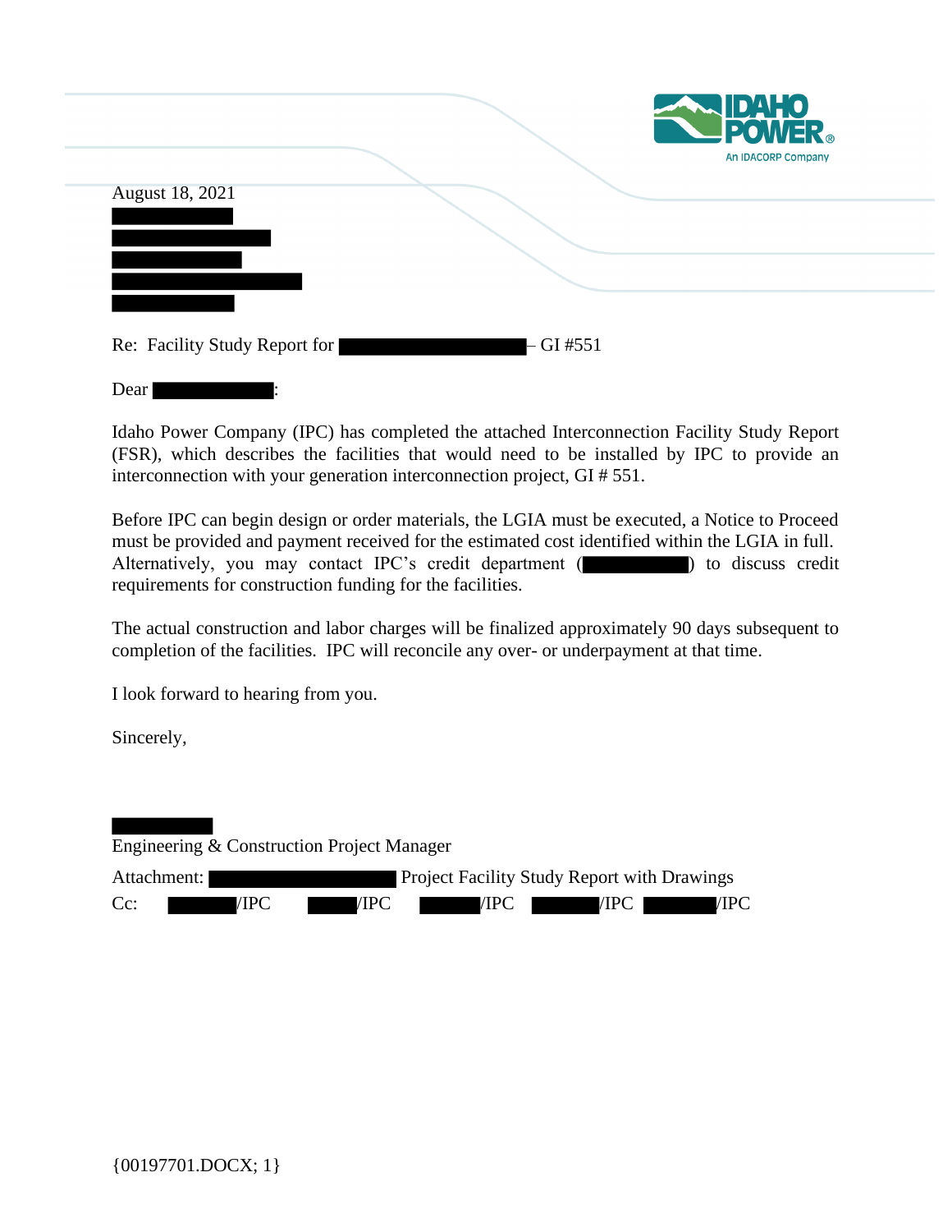IDAHO POWER®
An IDACORP Company

August 18, 2021

Re: Facility Study Report for – GI #551

Dear :

Idaho Power Company (IPC) has completed the attached Interconnection Facility Study Report (FSR), which describes the facilities that would need to be installed by IPC to provide an interconnection with your generation interconnection project, GI # 551.

Before IPC can begin design or order materials, the LGIA must be executed, a Notice to Proceed must be provided and payment received for the estimated cost identified within the LGIA in full. Alternatively, you may contact IPC's credit department ( ) to discuss credit requirements for construction funding for the facilities.

The actual construction and labor charges will be finalized approximately 90 days subsequent to completion of the facilities. IPC will reconcile any over- or underpayment at that time.

I look forward to hearing from you.

Sincerely,

Engineering & Construction Project Manager

Attachment: Project Facility Study Report with Drawings

Cc: /IPC /IPC /IPC /IPC /IPC

{00197701.DOCX; 1}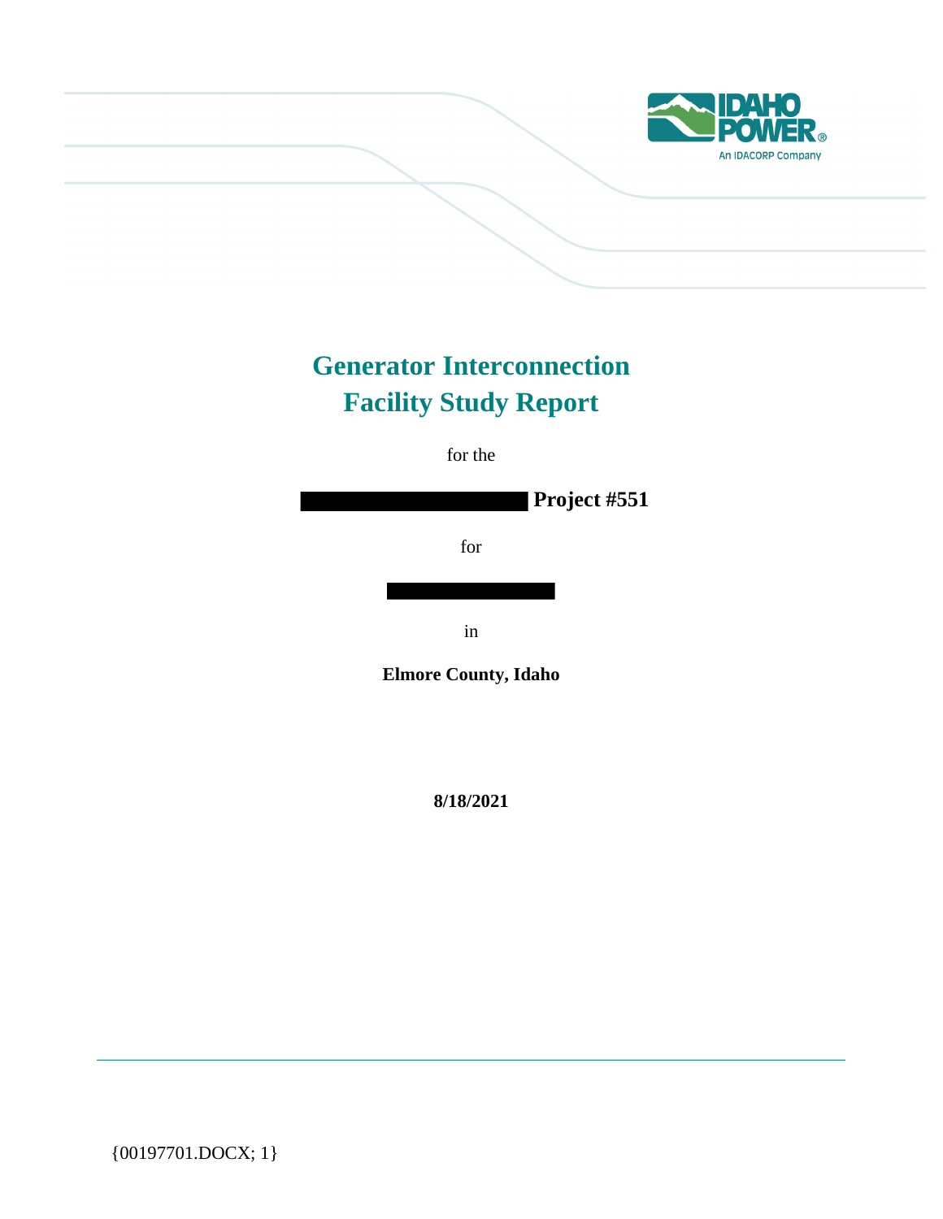# Generator Interconnection Facility Study Report

for the

**Project #551**

for

in

**Elmore County, Idaho**

**8/18/2021**

{00197701.DOCX; 1}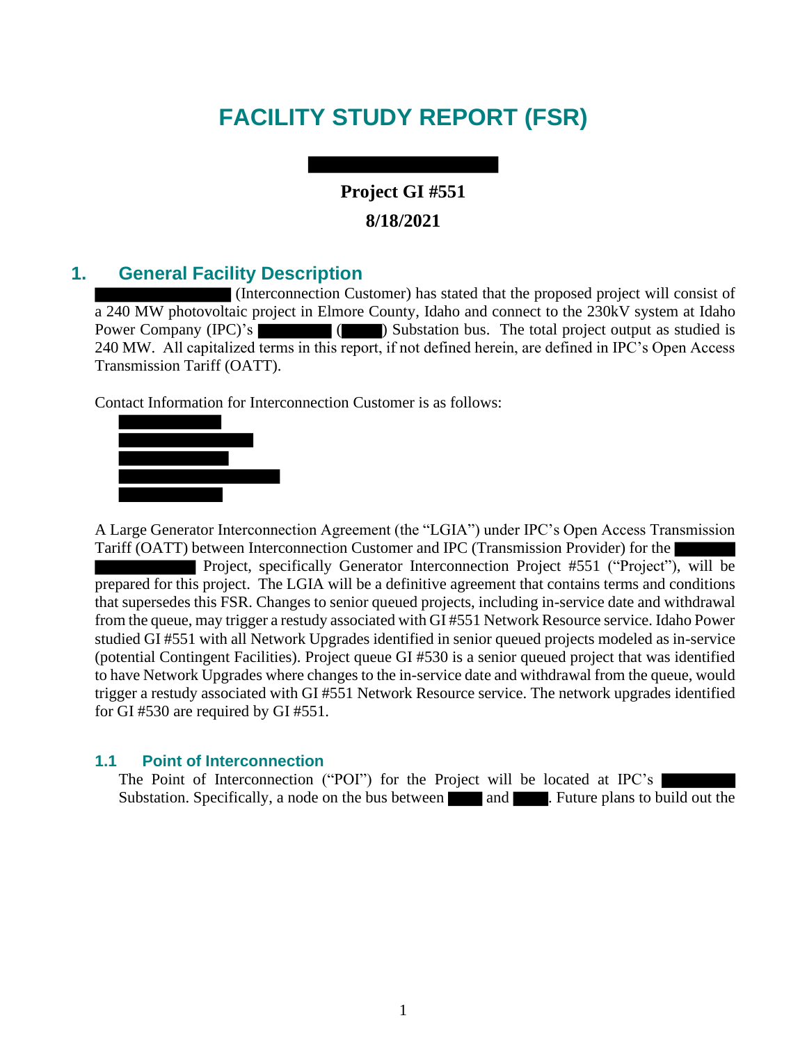# FACILITY STUDY REPORT (FSR)

**Project GI #551**

**8/18/2021**

## 1. General Facility Description

(Interconnection Customer) has stated that the proposed project will consist of a 240 MW photovoltaic project in Elmore County, Idaho and connect to the 230kV system at Idaho Power Company (IPC)'s ( ) Substation bus. The total project output as studied is 240 MW. All capitalized terms in this report, if not defined herein, are defined in IPC's Open Access Transmission Tariff (OATT).

Contact Information for Interconnection Customer is as follows:

A Large Generator Interconnection Agreement (the "LGIA") under IPC's Open Access Transmission Tariff (OATT) between Interconnection Customer and IPC (Transmission Provider) for the Project, specifically Generator Interconnection Project #551 ("Project"), will be prepared for this project. The LGIA will be a definitive agreement that contains terms and conditions that supersedes this FSR. Changes to senior queued projects, including in-service date and withdrawal from the queue, may trigger a restudy associated with GI #551 Network Resource service. Idaho Power studied GI #551 with all Network Upgrades identified in senior queued projects modeled as in-service (potential Contingent Facilities). Project queue GI #530 is a senior queued project that was identified to have Network Upgrades where changes to the in-service date and withdrawal from the queue, would trigger a restudy associated with GI #551 Network Resource service. The network upgrades identified for GI #530 are required by GI #551.

### 1.1 Point of Interconnection

The Point of Interconnection ("POI") for the Project will be located at IPC's Substation. Specifically, a node on the bus between and . Future plans to build out the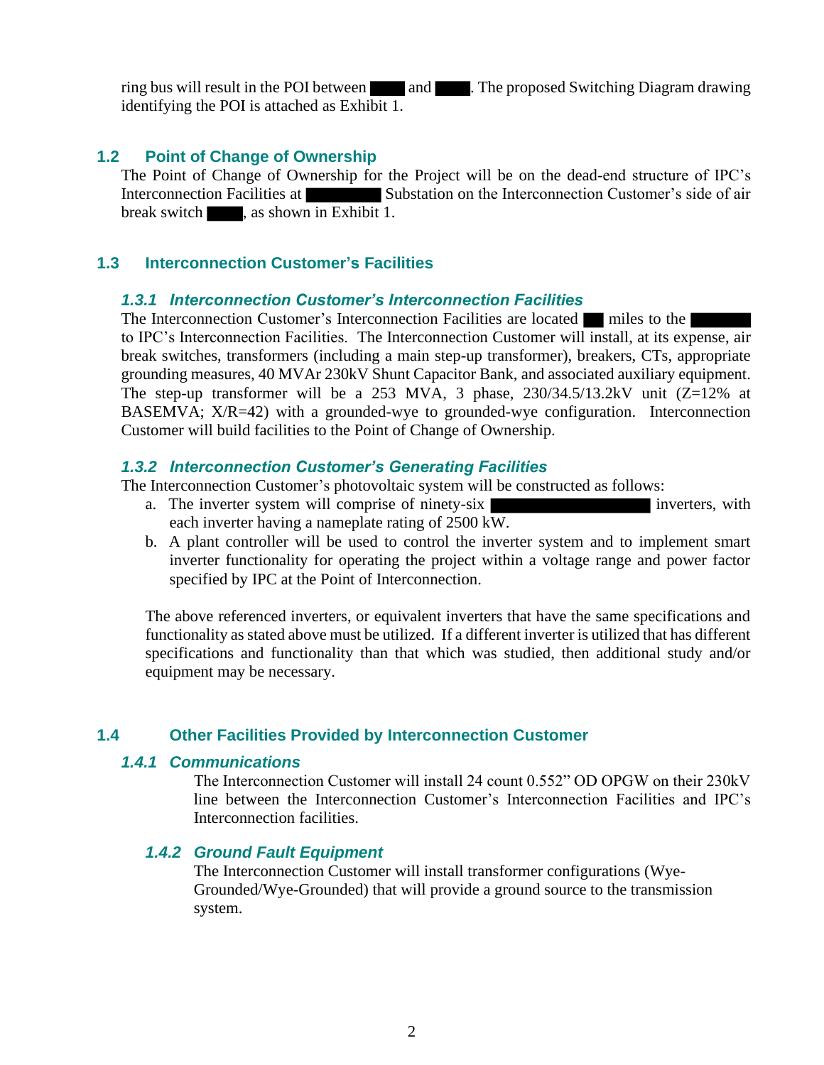ring bus will result in the POI between ████ and ████. The proposed Switching Diagram drawing identifying the POI is attached as Exhibit 1.

## 1.2 Point of Change of Ownership

The Point of Change of Ownership for the Project will be on the dead-end structure of IPC's Interconnection Facilities at ████████ Substation on the Interconnection Customer's side of air break switch ████, as shown in Exhibit 1.

## 1.3 Interconnection Customer's Facilities

### *1.3.1 Interconnection Customer's Interconnection Facilities*

The Interconnection Customer's Interconnection Facilities are located ██ miles to the ██████ to IPC's Interconnection Facilities. The Interconnection Customer will install, at its expense, air break switches, transformers (including a main step-up transformer), breakers, CTs, appropriate grounding measures, 40 MVAr 230kV Shunt Capacitor Bank, and associated auxiliary equipment. The step-up transformer will be a 253 MVA, 3 phase, 230/34.5/13.2kV unit (Z=12% at BASEMVA; X/R=42) with a grounded-wye to grounded-wye configuration. Interconnection Customer will build facilities to the Point of Change of Ownership.

### *1.3.2 Interconnection Customer's Generating Facilities*

The Interconnection Customer's photovoltaic system will be constructed as follows:

a. The inverter system will comprise of ninety-six ████████████████ inverters, with each inverter having a nameplate rating of 2500 kW.
b. A plant controller will be used to control the inverter system and to implement smart inverter functionality for operating the project within a voltage range and power factor specified by IPC at the Point of Interconnection.

The above referenced inverters, or equivalent inverters that have the same specifications and functionality as stated above must be utilized. If a different inverter is utilized that has different specifications and functionality than that which was studied, then additional study and/or equipment may be necessary.

## 1.4 Other Facilities Provided by Interconnection Customer

### *1.4.1 Communications*

The Interconnection Customer will install 24 count 0.552" OD OPGW on their 230kV line between the Interconnection Customer's Interconnection Facilities and IPC's Interconnection facilities.

### *1.4.2 Ground Fault Equipment*

The Interconnection Customer will install transformer configurations (Wye-Grounded/Wye-Grounded) that will provide a ground source to the transmission system.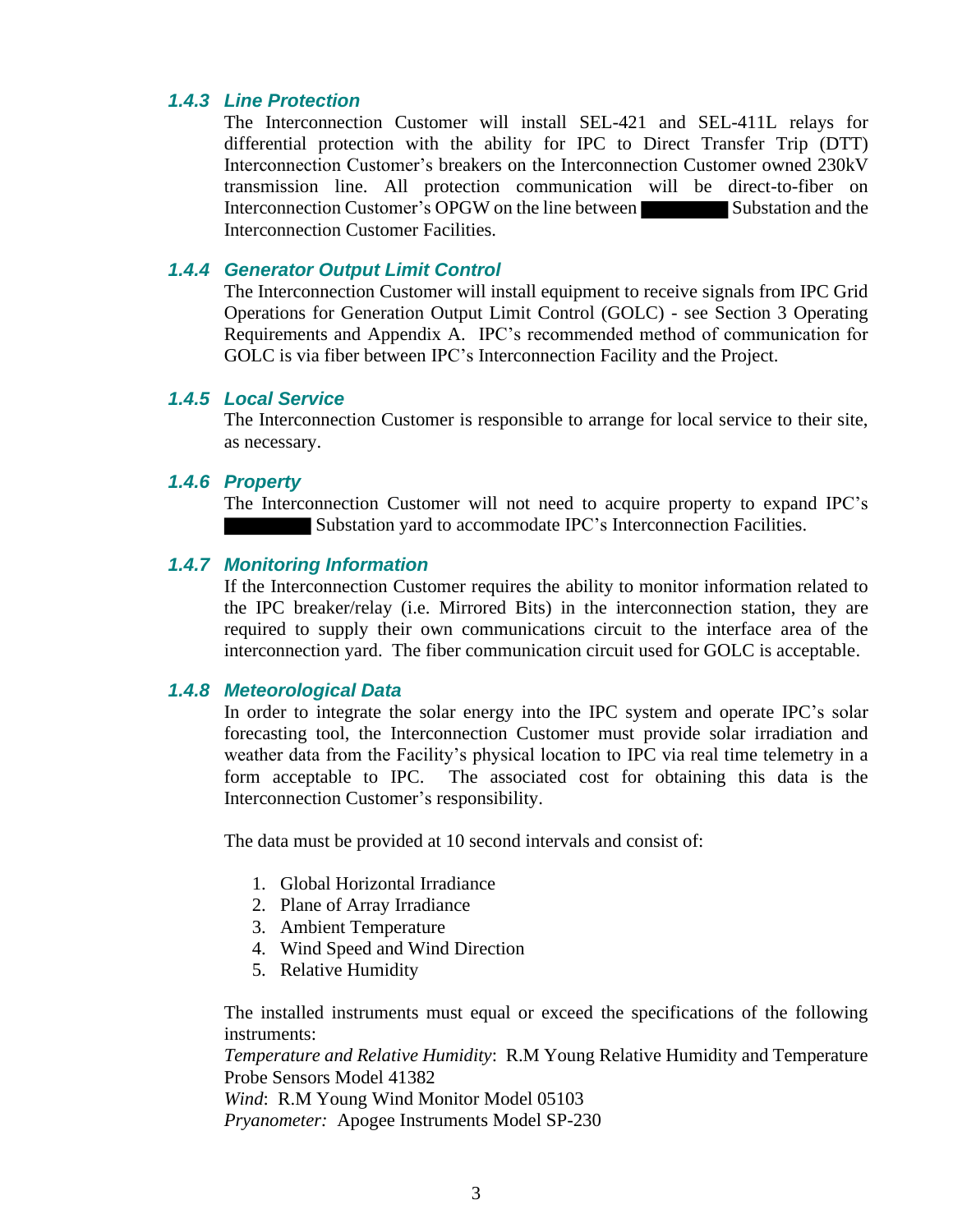### *1.4.3 Line Protection*

The Interconnection Customer will install SEL-421 and SEL-411L relays for differential protection with the ability for IPC to Direct Transfer Trip (DTT) Interconnection Customer's breakers on the Interconnection Customer owned 230kV transmission line. All protection communication will be direct-to-fiber on Interconnection Customer's OPGW on the line between ████████ Substation and the Interconnection Customer Facilities.

### *1.4.4 Generator Output Limit Control*

The Interconnection Customer will install equipment to receive signals from IPC Grid Operations for Generation Output Limit Control (GOLC) - see Section 3 Operating Requirements and Appendix A. IPC's recommended method of communication for GOLC is via fiber between IPC's Interconnection Facility and the Project.

### *1.4.5 Local Service*

The Interconnection Customer is responsible to arrange for local service to their site, as necessary.

### *1.4.6 Property*

The Interconnection Customer will not need to acquire property to expand IPC's ████████ Substation yard to accommodate IPC's Interconnection Facilities.

### *1.4.7 Monitoring Information*

If the Interconnection Customer requires the ability to monitor information related to the IPC breaker/relay (i.e. Mirrored Bits) in the interconnection station, they are required to supply their own communications circuit to the interface area of the interconnection yard. The fiber communication circuit used for GOLC is acceptable.

### *1.4.8 Meteorological Data*

In order to integrate the solar energy into the IPC system and operate IPC's solar forecasting tool, the Interconnection Customer must provide solar irradiation and weather data from the Facility's physical location to IPC via real time telemetry in a form acceptable to IPC. The associated cost for obtaining this data is the Interconnection Customer's responsibility.

The data must be provided at 10 second intervals and consist of:

1. Global Horizontal Irradiance
2. Plane of Array Irradiance
3. Ambient Temperature
4. Wind Speed and Wind Direction
5. Relative Humidity

The installed instruments must equal or exceed the specifications of the following instruments:
*Temperature and Relative Humidity*: R.M Young Relative Humidity and Temperature Probe Sensors Model 41382
*Wind*: R.M Young Wind Monitor Model 05103
*Pryanometer:* Apogee Instruments Model SP-230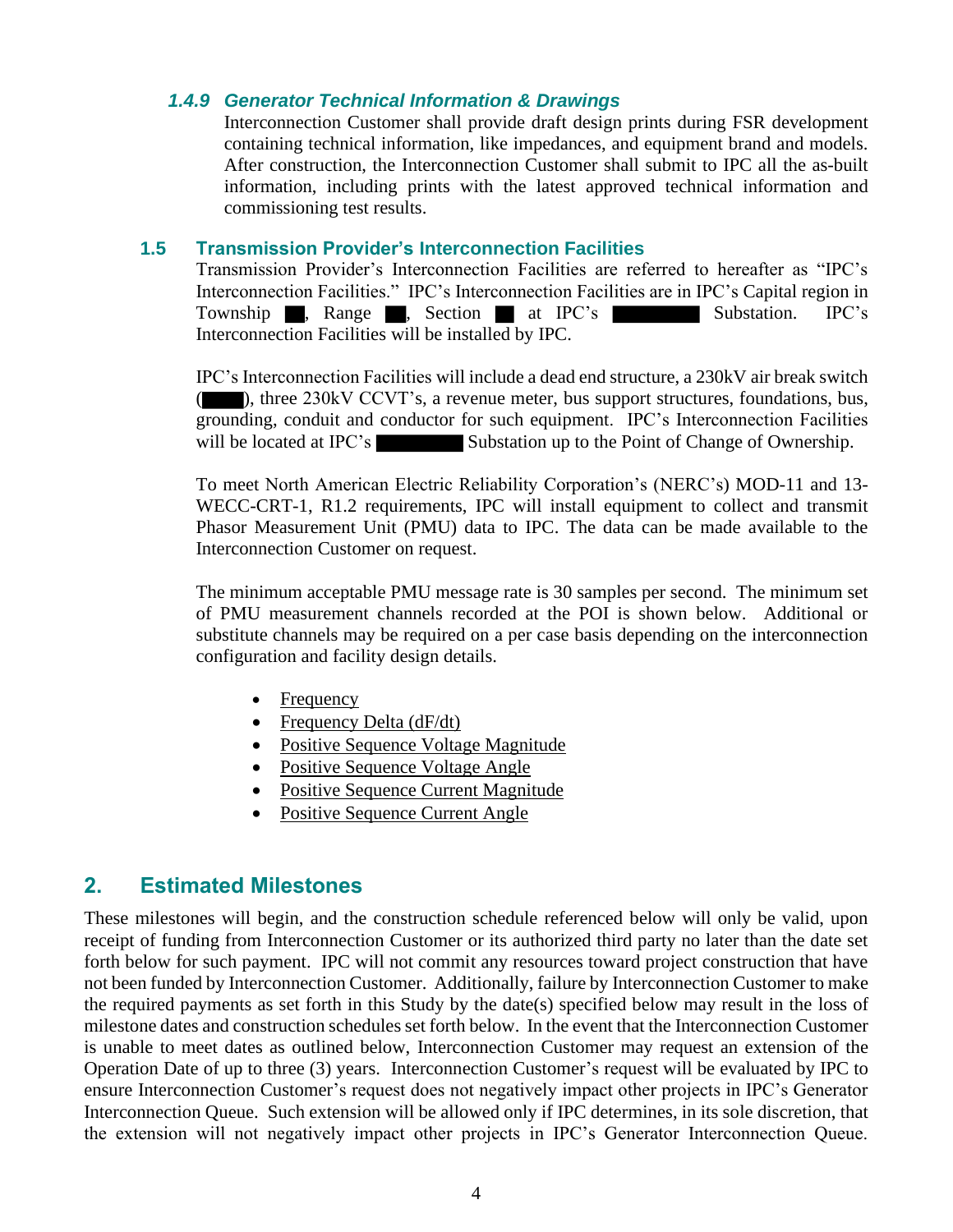#### *1.4.9 Generator Technical Information & Drawings*

Interconnection Customer shall provide draft design prints during FSR development containing technical information, like impedances, and equipment brand and models. After construction, the Interconnection Customer shall submit to IPC all the as-built information, including prints with the latest approved technical information and commissioning test results.

### 1.5 Transmission Provider's Interconnection Facilities

Transmission Provider's Interconnection Facilities are referred to hereafter as "IPC's Interconnection Facilities." IPC's Interconnection Facilities are in IPC's Capital region in Township ██, Range ██, Section ██ at IPC's ████████ Substation. IPC's Interconnection Facilities will be installed by IPC.

IPC's Interconnection Facilities will include a dead end structure, a 230kV air break switch (████), three 230kV CCVT's, a revenue meter, bus support structures, foundations, bus, grounding, conduit and conductor for such equipment. IPC's Interconnection Facilities will be located at IPC's ████████ Substation up to the Point of Change of Ownership.

To meet North American Electric Reliability Corporation's (NERC's) MOD-11 and 13-WECC-CRT-1, R1.2 requirements, IPC will install equipment to collect and transmit Phasor Measurement Unit (PMU) data to IPC. The data can be made available to the Interconnection Customer on request.

The minimum acceptable PMU message rate is 30 samples per second. The minimum set of PMU measurement channels recorded at the POI is shown below. Additional or substitute channels may be required on a per case basis depending on the interconnection configuration and facility design details.

- Frequency
- Frequency Delta (dF/dt)
- Positive Sequence Voltage Magnitude
- Positive Sequence Voltage Angle
- Positive Sequence Current Magnitude
- Positive Sequence Current Angle

## 2. Estimated Milestones

These milestones will begin, and the construction schedule referenced below will only be valid, upon receipt of funding from Interconnection Customer or its authorized third party no later than the date set forth below for such payment. IPC will not commit any resources toward project construction that have not been funded by Interconnection Customer. Additionally, failure by Interconnection Customer to make the required payments as set forth in this Study by the date(s) specified below may result in the loss of milestone dates and construction schedules set forth below. In the event that the Interconnection Customer is unable to meet dates as outlined below, Interconnection Customer may request an extension of the Operation Date of up to three (3) years. Interconnection Customer's request will be evaluated by IPC to ensure Interconnection Customer's request does not negatively impact other projects in IPC's Generator Interconnection Queue. Such extension will be allowed only if IPC determines, in its sole discretion, that the extension will not negatively impact other projects in IPC's Generator Interconnection Queue.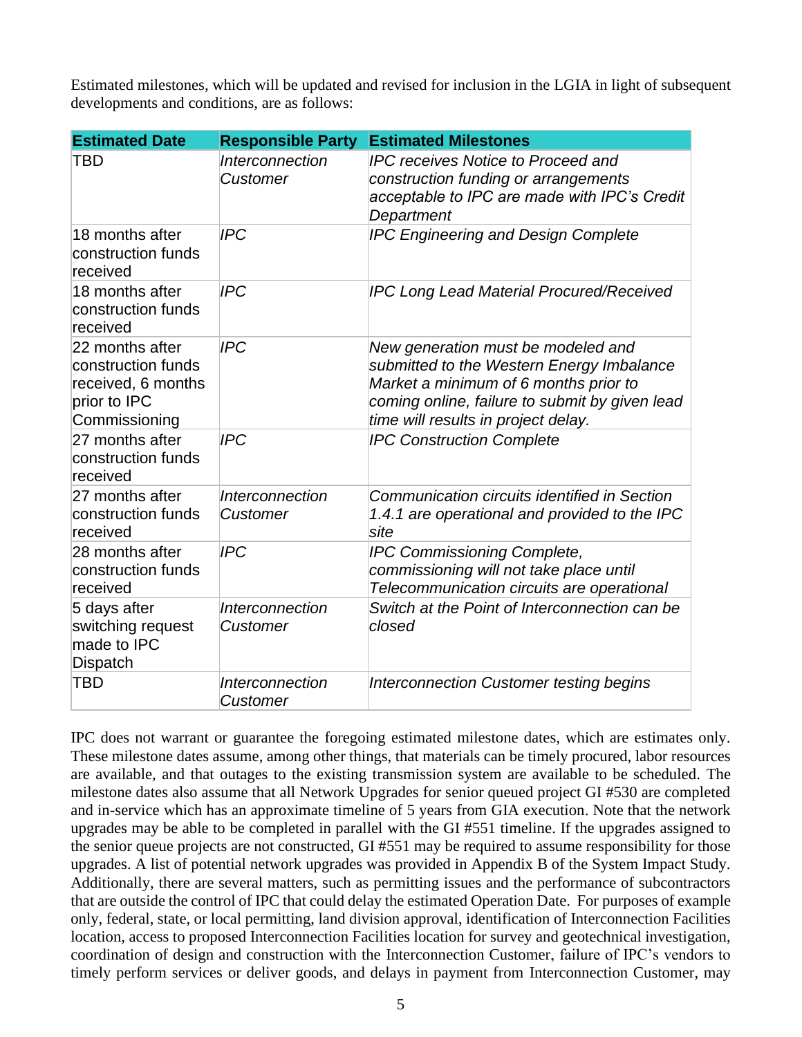Estimated milestones, which will be updated and revised for inclusion in the LGIA in light of subsequent developments and conditions, are as follows:

| Estimated Date | Responsible Party | Estimated Milestones |
|---|---|---|
| TBD | *Interconnection Customer* | *IPC receives Notice to Proceed and construction funding or arrangements acceptable to IPC are made with IPC's Credit Department* |
| 18 months after construction funds received | *IPC* | *IPC Engineering and Design Complete* |
| 18 months after construction funds received | *IPC* | *IPC Long Lead Material Procured/Received* |
| 22 months after construction funds received, 6 months prior to IPC Commissioning | *IPC* | *New generation must be modeled and submitted to the Western Energy Imbalance Market a minimum of 6 months prior to coming online, failure to submit by given lead time will results in project delay.* |
| 27 months after construction funds received | *IPC* | *IPC Construction Complete* |
| 27 months after construction funds received | *Interconnection Customer* | *Communication circuits identified in Section 1.4.1 are operational and provided to the IPC site* |
| 28 months after construction funds received | *IPC* | *IPC Commissioning Complete, commissioning will not take place until Telecommunication circuits are operational* |
| 5 days after switching request made to IPC Dispatch | *Interconnection Customer* | *Switch at the Point of Interconnection can be closed* |
| TBD | *Interconnection Customer* | *Interconnection Customer testing begins* |

IPC does not warrant or guarantee the foregoing estimated milestone dates, which are estimates only. These milestone dates assume, among other things, that materials can be timely procured, labor resources are available, and that outages to the existing transmission system are available to be scheduled. The milestone dates also assume that all Network Upgrades for senior queued project GI #530 are completed and in-service which has an approximate timeline of 5 years from GIA execution. Note that the network upgrades may be able to be completed in parallel with the GI #551 timeline. If the upgrades assigned to the senior queue projects are not constructed, GI #551 may be required to assume responsibility for those upgrades. A list of potential network upgrades was provided in Appendix B of the System Impact Study. Additionally, there are several matters, such as permitting issues and the performance of subcontractors that are outside the control of IPC that could delay the estimated Operation Date. For purposes of example only, federal, state, or local permitting, land division approval, identification of Interconnection Facilities location, access to proposed Interconnection Facilities location for survey and geotechnical investigation, coordination of design and construction with the Interconnection Customer, failure of IPC's vendors to timely perform services or deliver goods, and delays in payment from Interconnection Customer, may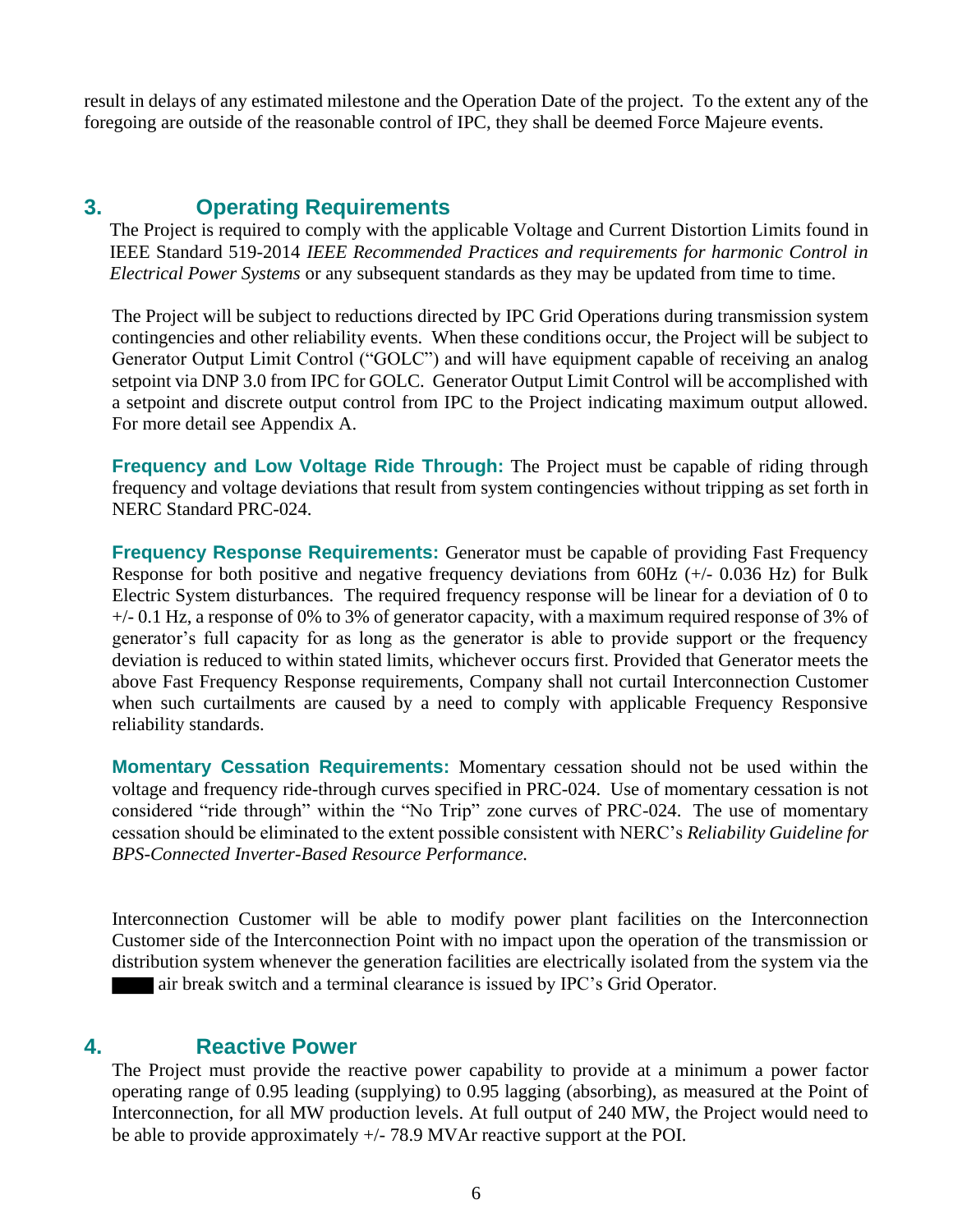result in delays of any estimated milestone and the Operation Date of the project. To the extent any of the foregoing are outside of the reasonable control of IPC, they shall be deemed Force Majeure events.

## 3. Operating Requirements

The Project is required to comply with the applicable Voltage and Current Distortion Limits found in IEEE Standard 519-2014 *IEEE Recommended Practices and requirements for harmonic Control in Electrical Power Systems* or any subsequent standards as they may be updated from time to time.

The Project will be subject to reductions directed by IPC Grid Operations during transmission system contingencies and other reliability events. When these conditions occur, the Project will be subject to Generator Output Limit Control ("GOLC") and will have equipment capable of receiving an analog setpoint via DNP 3.0 from IPC for GOLC. Generator Output Limit Control will be accomplished with a setpoint and discrete output control from IPC to the Project indicating maximum output allowed. For more detail see Appendix A.

**Frequency and Low Voltage Ride Through:** The Project must be capable of riding through frequency and voltage deviations that result from system contingencies without tripping as set forth in NERC Standard PRC-024.

**Frequency Response Requirements:** Generator must be capable of providing Fast Frequency Response for both positive and negative frequency deviations from 60Hz (+/- 0.036 Hz) for Bulk Electric System disturbances. The required frequency response will be linear for a deviation of 0 to +/- 0.1 Hz, a response of 0% to 3% of generator capacity, with a maximum required response of 3% of generator's full capacity for as long as the generator is able to provide support or the frequency deviation is reduced to within stated limits, whichever occurs first. Provided that Generator meets the above Fast Frequency Response requirements, Company shall not curtail Interconnection Customer when such curtailments are caused by a need to comply with applicable Frequency Responsive reliability standards.

**Momentary Cessation Requirements:** Momentary cessation should not be used within the voltage and frequency ride-through curves specified in PRC-024. Use of momentary cessation is not considered "ride through" within the "No Trip" zone curves of PRC-024. The use of momentary cessation should be eliminated to the extent possible consistent with NERC's *Reliability Guideline for BPS-Connected Inverter-Based Resource Performance.*

Interconnection Customer will be able to modify power plant facilities on the Interconnection Customer side of the Interconnection Point with no impact upon the operation of the transmission or distribution system whenever the generation facilities are electrically isolated from the system via the ████ air break switch and a terminal clearance is issued by IPC's Grid Operator.

## 4. Reactive Power

The Project must provide the reactive power capability to provide at a minimum a power factor operating range of 0.95 leading (supplying) to 0.95 lagging (absorbing), as measured at the Point of Interconnection, for all MW production levels. At full output of 240 MW, the Project would need to be able to provide approximately +/- 78.9 MVAr reactive support at the POI.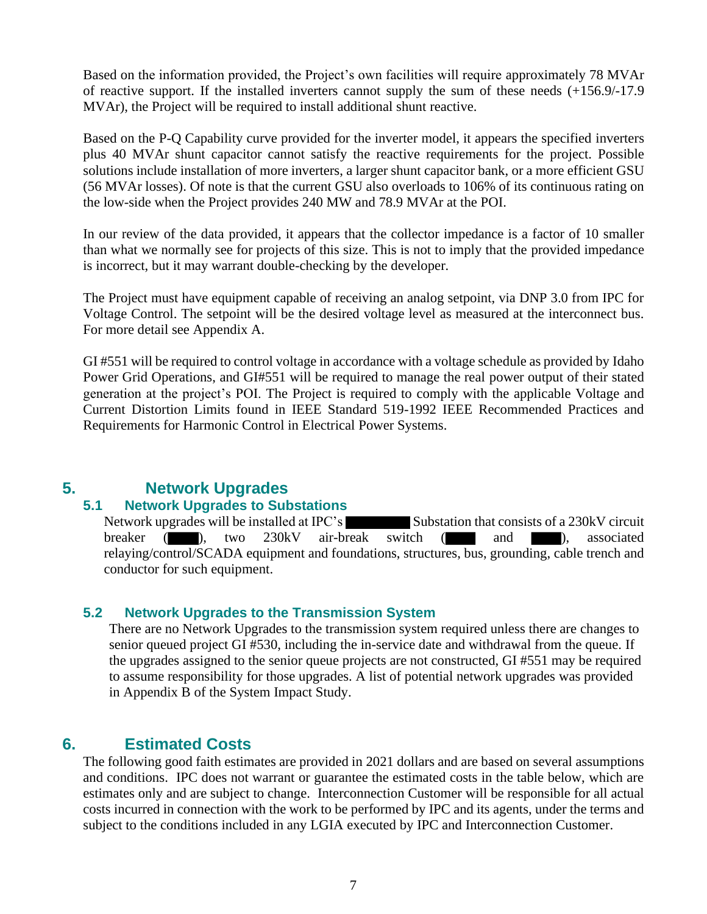Based on the information provided, the Project's own facilities will require approximately 78 MVAr of reactive support. If the installed inverters cannot supply the sum of these needs (+156.9/-17.9 MVAr), the Project will be required to install additional shunt reactive.

Based on the P-Q Capability curve provided for the inverter model, it appears the specified inverters plus 40 MVAr shunt capacitor cannot satisfy the reactive requirements for the project. Possible solutions include installation of more inverters, a larger shunt capacitor bank, or a more efficient GSU (56 MVAr losses). Of note is that the current GSU also overloads to 106% of its continuous rating on the low-side when the Project provides 240 MW and 78.9 MVAr at the POI.

In our review of the data provided, it appears that the collector impedance is a factor of 10 smaller than what we normally see for projects of this size. This is not to imply that the provided impedance is incorrect, but it may warrant double-checking by the developer.

The Project must have equipment capable of receiving an analog setpoint, via DNP 3.0 from IPC for Voltage Control. The setpoint will be the desired voltage level as measured at the interconnect bus. For more detail see Appendix A.

GI #551 will be required to control voltage in accordance with a voltage schedule as provided by Idaho Power Grid Operations, and GI#551 will be required to manage the real power output of their stated generation at the project's POI. The Project is required to comply with the applicable Voltage and Current Distortion Limits found in IEEE Standard 519-1992 IEEE Recommended Practices and Requirements for Harmonic Control in Electrical Power Systems.

## 5. Network Upgrades

### 5.1 Network Upgrades to Substations

Network upgrades will be installed at IPC's ████ Substation that consists of a 230kV circuit breaker (███), two 230kV air-break switch (███ and ███), associated relaying/control/SCADA equipment and foundations, structures, bus, grounding, cable trench and conductor for such equipment.

### 5.2 Network Upgrades to the Transmission System

There are no Network Upgrades to the transmission system required unless there are changes to senior queued project GI #530, including the in-service date and withdrawal from the queue. If the upgrades assigned to the senior queue projects are not constructed, GI #551 may be required to assume responsibility for those upgrades. A list of potential network upgrades was provided in Appendix B of the System Impact Study.

## 6. Estimated Costs

The following good faith estimates are provided in 2021 dollars and are based on several assumptions and conditions. IPC does not warrant or guarantee the estimated costs in the table below, which are estimates only and are subject to change. Interconnection Customer will be responsible for all actual costs incurred in connection with the work to be performed by IPC and its agents, under the terms and subject to the conditions included in any LGIA executed by IPC and Interconnection Customer.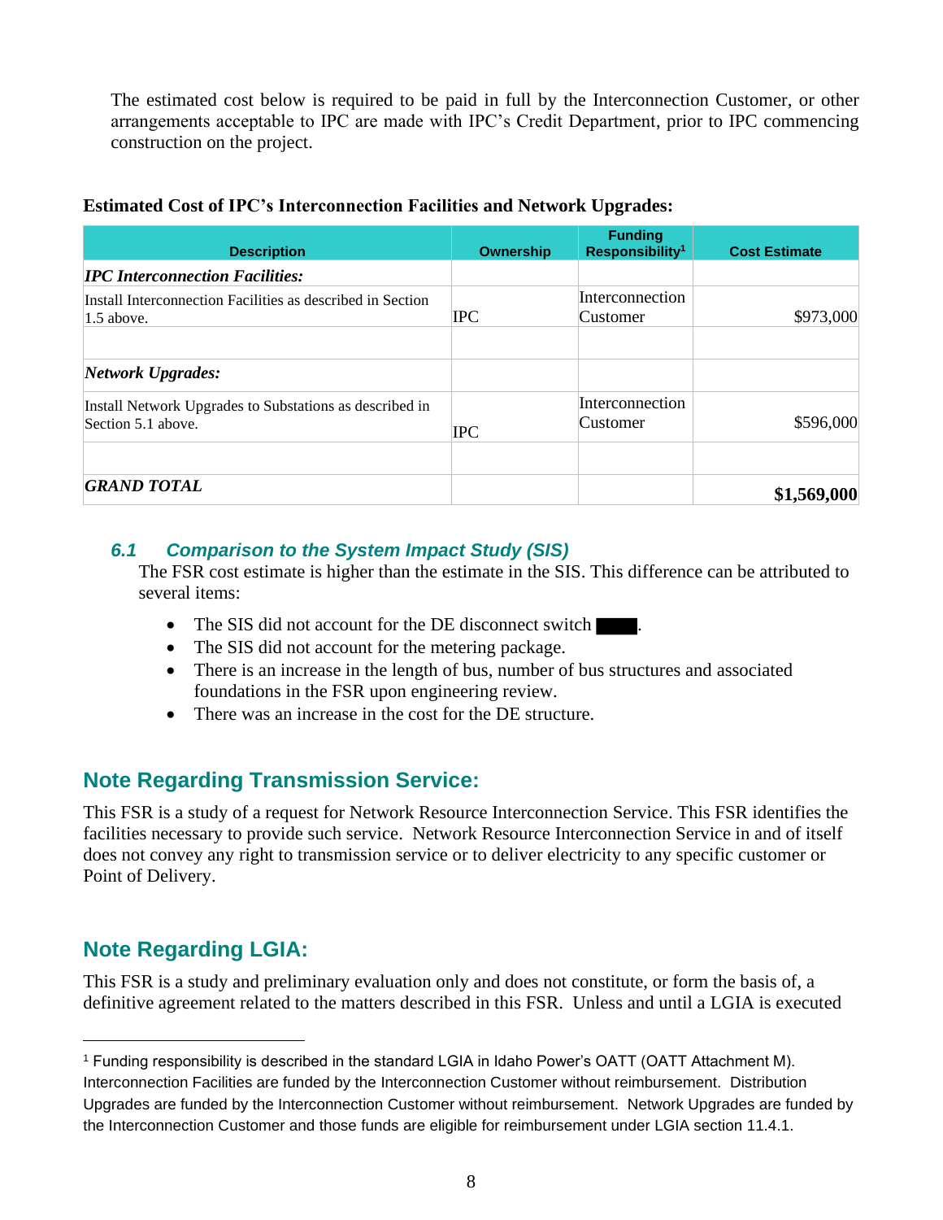The estimated cost below is required to be paid in full by the Interconnection Customer, or other arrangements acceptable to IPC are made with IPC's Credit Department, prior to IPC commencing construction on the project.

**Estimated Cost of IPC's Interconnection Facilities and Network Upgrades:**

| Description | Ownership | Funding Responsibility[1] | Cost Estimate |
|---|---|---|---|
| ***IPC Interconnection Facilities:*** | | | |
| Install Interconnection Facilities as described in Section 1.5 above. | IPC | Interconnection Customer | $973,000 |
| | | | |
| ***Network Upgrades:*** | | | |
| Install Network Upgrades to Substations as described in Section 5.1 above. | IPC | Interconnection Customer | $596,000 |
| | | | |
| ***GRAND TOTAL*** | | | **$1,569,000** |

### *6.1 Comparison to the System Impact Study (SIS)*

The FSR cost estimate is higher than the estimate in the SIS. This difference can be attributed to several items:

- The SIS did not account for the DE disconnect switch ████.
- The SIS did not account for the metering package.
- There is an increase in the length of bus, number of bus structures and associated foundations in the FSR upon engineering review.
- There was an increase in the cost for the DE structure.

## Note Regarding Transmission Service:

This FSR is a study of a request for Network Resource Interconnection Service. This FSR identifies the facilities necessary to provide such service. Network Resource Interconnection Service in and of itself does not convey any right to transmission service or to deliver electricity to any specific customer or Point of Delivery.

## Note Regarding LGIA:

This FSR is a study and preliminary evaluation only and does not constitute, or form the basis of, a definitive agreement related to the matters described in this FSR. Unless and until a LGIA is executed

---

[1] Funding responsibility is described in the standard LGIA in Idaho Power's OATT (OATT Attachment M). Interconnection Facilities are funded by the Interconnection Customer without reimbursement. Distribution Upgrades are funded by the Interconnection Customer without reimbursement. Network Upgrades are funded by the Interconnection Customer and those funds are eligible for reimbursement under LGIA section 11.4.1.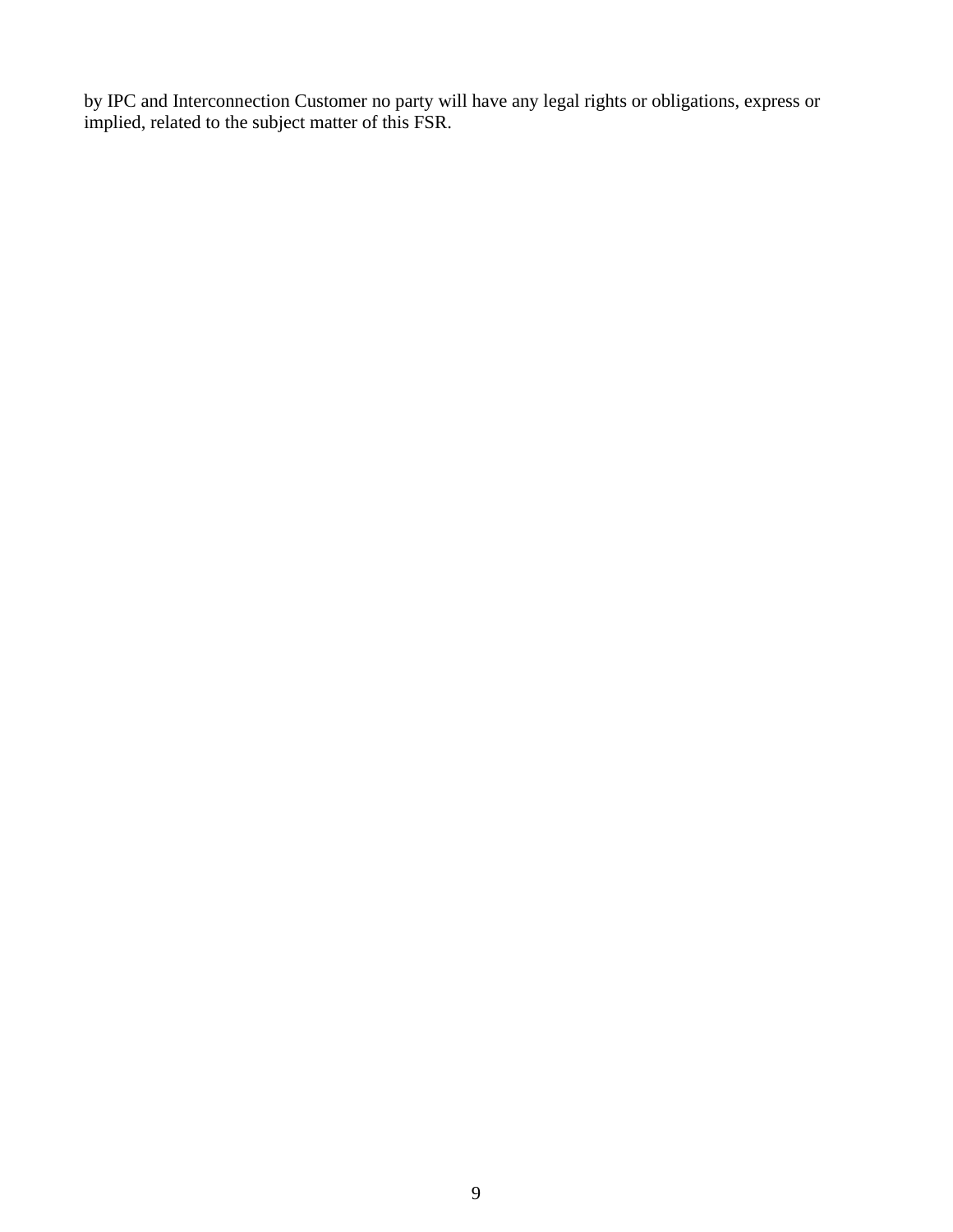by IPC and Interconnection Customer no party will have any legal rights or obligations, express or implied, related to the subject matter of this FSR.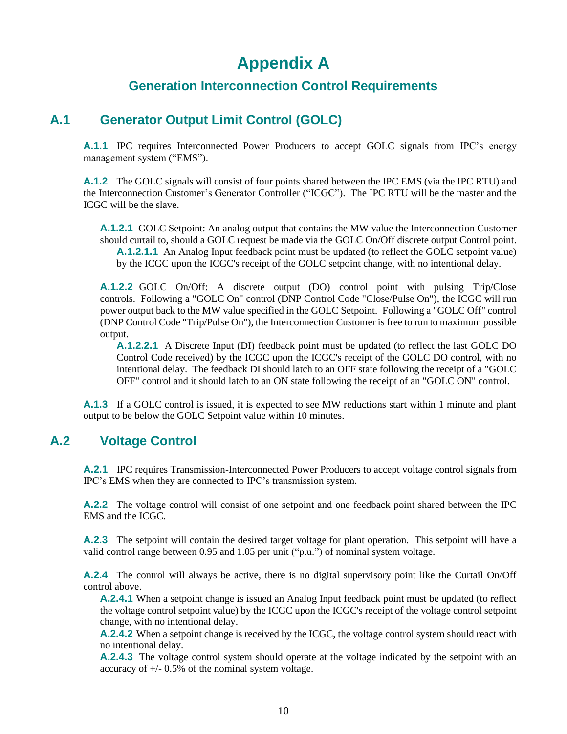# Appendix A

## Generation Interconnection Control Requirements

## A.1 Generator Output Limit Control (GOLC)

**A.1.1** IPC requires Interconnected Power Producers to accept GOLC signals from IPC's energy management system ("EMS").

**A.1.2** The GOLC signals will consist of four points shared between the IPC EMS (via the IPC RTU) and the Interconnection Customer's Generator Controller ("ICGC"). The IPC RTU will be the master and the ICGC will be the slave.

**A.1.2.1** GOLC Setpoint: An analog output that contains the MW value the Interconnection Customer should curtail to, should a GOLC request be made via the GOLC On/Off discrete output Control point.

**A.1.2.1.1** An Analog Input feedback point must be updated (to reflect the GOLC setpoint value) by the ICGC upon the ICGC's receipt of the GOLC setpoint change, with no intentional delay.

**A.1.2.2** GOLC On/Off: A discrete output (DO) control point with pulsing Trip/Close controls. Following a "GOLC On" control (DNP Control Code "Close/Pulse On"), the ICGC will run power output back to the MW value specified in the GOLC Setpoint. Following a "GOLC Off" control (DNP Control Code "Trip/Pulse On"), the Interconnection Customer is free to run to maximum possible output.

**A.1.2.2.1** A Discrete Input (DI) feedback point must be updated (to reflect the last GOLC DO Control Code received) by the ICGC upon the ICGC's receipt of the GOLC DO control, with no intentional delay. The feedback DI should latch to an OFF state following the receipt of a "GOLC OFF" control and it should latch to an ON state following the receipt of an "GOLC ON" control.

**A.1.3** If a GOLC control is issued, it is expected to see MW reductions start within 1 minute and plant output to be below the GOLC Setpoint value within 10 minutes.

## A.2 Voltage Control

**A.2.1** IPC requires Transmission-Interconnected Power Producers to accept voltage control signals from IPC's EMS when they are connected to IPC's transmission system.

**A.2.2** The voltage control will consist of one setpoint and one feedback point shared between the IPC EMS and the ICGC.

**A.2.3** The setpoint will contain the desired target voltage for plant operation. This setpoint will have a valid control range between 0.95 and 1.05 per unit ("p.u.") of nominal system voltage.

**A.2.4** The control will always be active, there is no digital supervisory point like the Curtail On/Off control above.

**A.2.4.1** When a setpoint change is issued an Analog Input feedback point must be updated (to reflect the voltage control setpoint value) by the ICGC upon the ICGC's receipt of the voltage control setpoint change, with no intentional delay.

**A.2.4.2** When a setpoint change is received by the ICGC, the voltage control system should react with no intentional delay.

**A.2.4.3** The voltage control system should operate at the voltage indicated by the setpoint with an accuracy of +/- 0.5% of the nominal system voltage.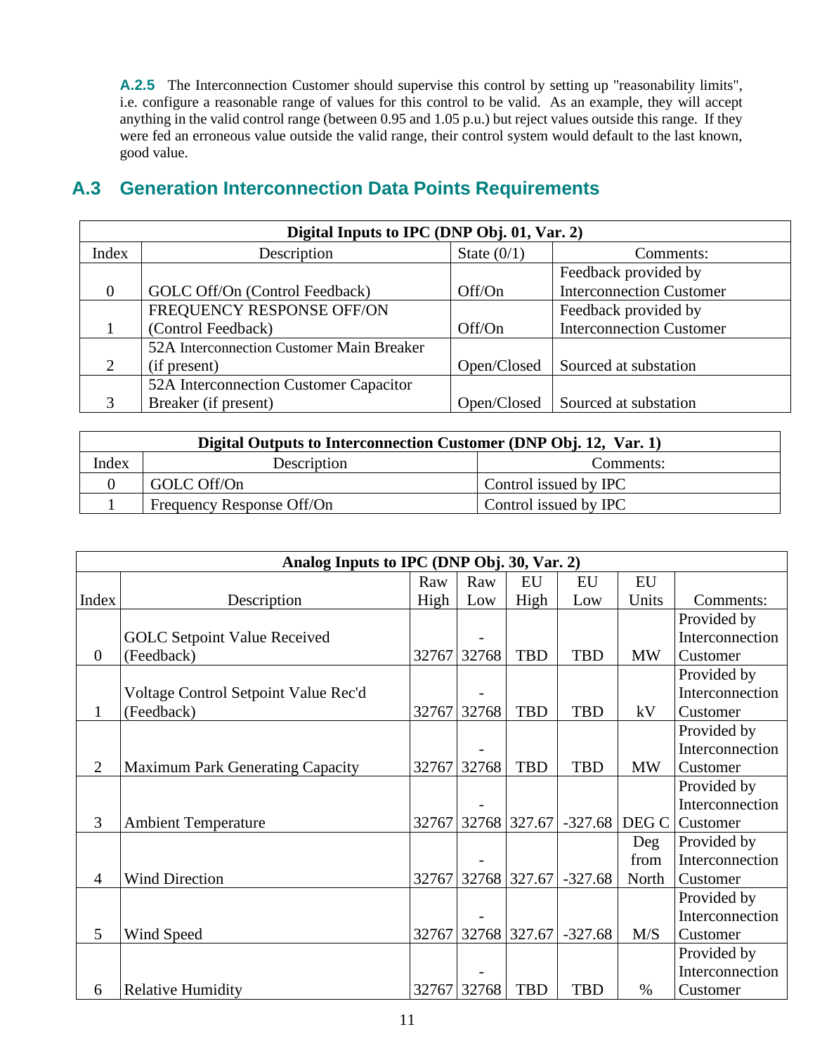**A.2.5** The Interconnection Customer should supervise this control by setting up "reasonability limits", i.e. configure a reasonable range of values for this control to be valid. As an example, they will accept anything in the valid control range (between 0.95 and 1.05 p.u.) but reject values outside this range. If they were fed an erroneous value outside the valid range, their control system would default to the last known, good value.

## A.3 Generation Interconnection Data Points Requirements

| Digital Inputs to IPC (DNP Obj. 01, Var. 2) | | | |
|---|---|---|---|
| Index | Description | State (0/1) | Comments: |
| 0 | GOLC Off/On (Control Feedback) | Off/On | Feedback provided by Interconnection Customer |
| 1 | FREQUENCY RESPONSE OFF/ON (Control Feedback) | Off/On | Feedback provided by Interconnection Customer |
| 2 | 52A Interconnection Customer Main Breaker (if present) | Open/Closed | Sourced at substation |
| 3 | 52A Interconnection Customer Capacitor Breaker (if present) | Open/Closed | Sourced at substation |

| Digital Outputs to Interconnection Customer (DNP Obj. 12, Var. 1) | | |
|---|---|---|
| Index | Description | Comments: |
| 0 | GOLC Off/On | Control issued by IPC |
| 1 | Frequency Response Off/On | Control issued by IPC |

| Analog Inputs to IPC (DNP Obj. 30, Var. 2) | | | | | | | |
|---|---|---|---|---|---|---|---|
| Index | Description | Raw High | Raw Low | EU High | EU Low | EU Units | Comments: |
| 0 | GOLC Setpoint Value Received (Feedback) | 32767 | -32768 | TBD | TBD | MW | Provided by Interconnection Customer |
| 1 | Voltage Control Setpoint Value Rec'd (Feedback) | 32767 | -32768 | TBD | TBD | kV | Provided by Interconnection Customer |
| 2 | Maximum Park Generating Capacity | 32767 | -32768 | TBD | TBD | MW | Provided by Interconnection Customer |
| 3 | Ambient Temperature | 32767 | -32768 | 327.67 | -327.68 | DEG C | Provided by Interconnection Customer |
| 4 | Wind Direction | 32767 | -32768 | 327.67 | -327.68 | Deg from North | Provided by Interconnection Customer |
| 5 | Wind Speed | 32767 | -32768 | 327.67 | -327.68 | M/S | Provided by Interconnection Customer |
| 6 | Relative Humidity | 32767 | -32768 | TBD | TBD | % | Provided by Interconnection Customer |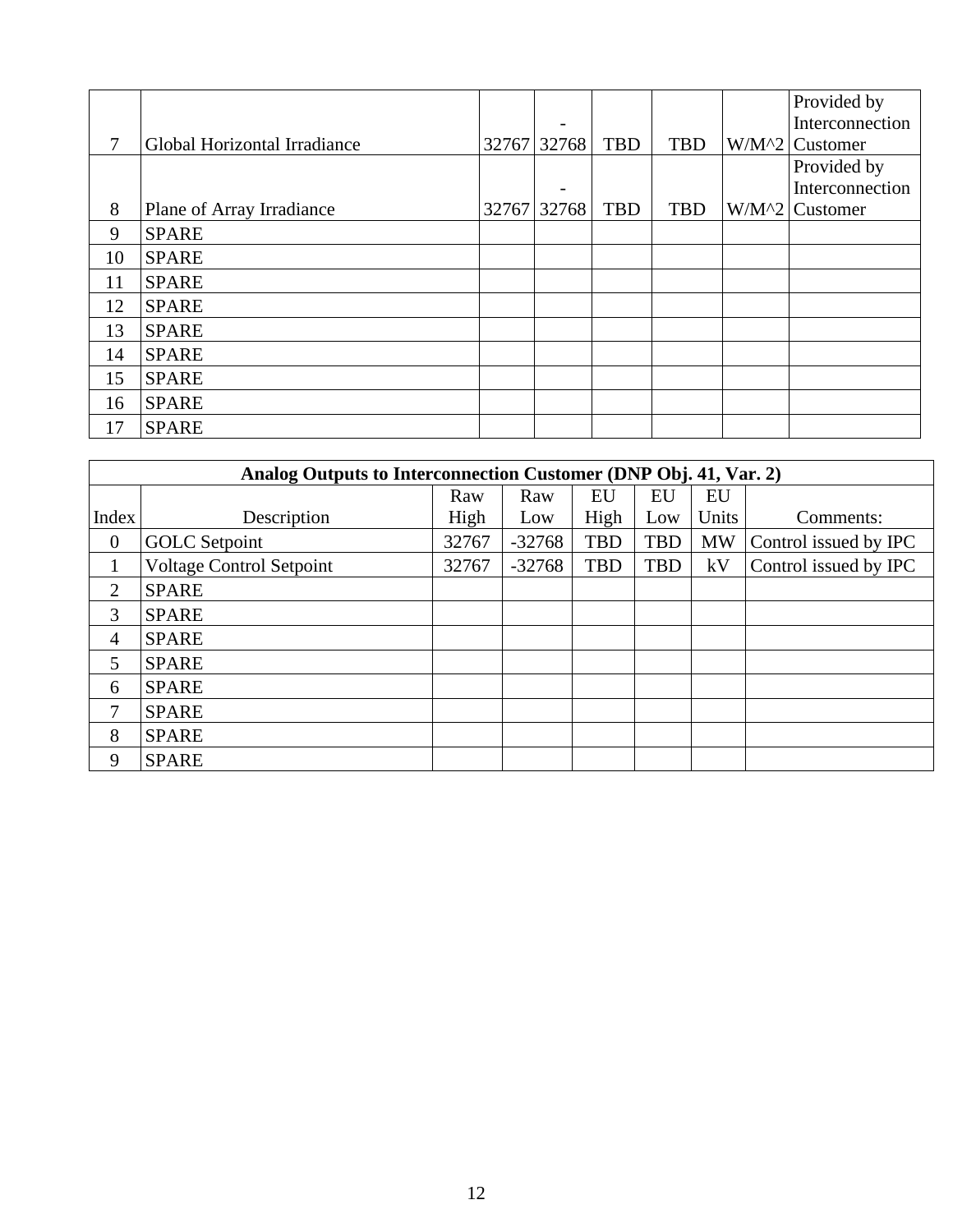| | | | | | | | |
|---|---|---|---|---|---|---|---|
| 7 | Global Horizontal Irradiance | 32767 | -32768 | TBD | TBD | W/M^2 | Provided by Interconnection Customer |
| 8 | Plane of Array Irradiance | 32767 | -32768 | TBD | TBD | W/M^2 | Provided by Interconnection Customer |
| 9 | SPARE | | | | | | |
| 10 | SPARE | | | | | | |
| 11 | SPARE | | | | | | |
| 12 | SPARE | | | | | | |
| 13 | SPARE | | | | | | |
| 14 | SPARE | | | | | | |
| 15 | SPARE | | | | | | |
| 16 | SPARE | | | | | | |
| 17 | SPARE | | | | | | |

| **Analog Outputs to Interconnection Customer (DNP Obj. 41, Var. 2)** | | | | | | | |
|---|---|---|---|---|---|---|---|
| Index | Description | Raw High | Raw Low | EU High | EU Low | EU Units | Comments: |
| 0 | GOLC Setpoint | 32767 | -32768 | TBD | TBD | MW | Control issued by IPC |
| 1 | Voltage Control Setpoint | 32767 | -32768 | TBD | TBD | kV | Control issued by IPC |
| 2 | SPARE | | | | | | |
| 3 | SPARE | | | | | | |
| 4 | SPARE | | | | | | |
| 5 | SPARE | | | | | | |
| 6 | SPARE | | | | | | |
| 7 | SPARE | | | | | | |
| 8 | SPARE | | | | | | |
| 9 | SPARE | | | | | | |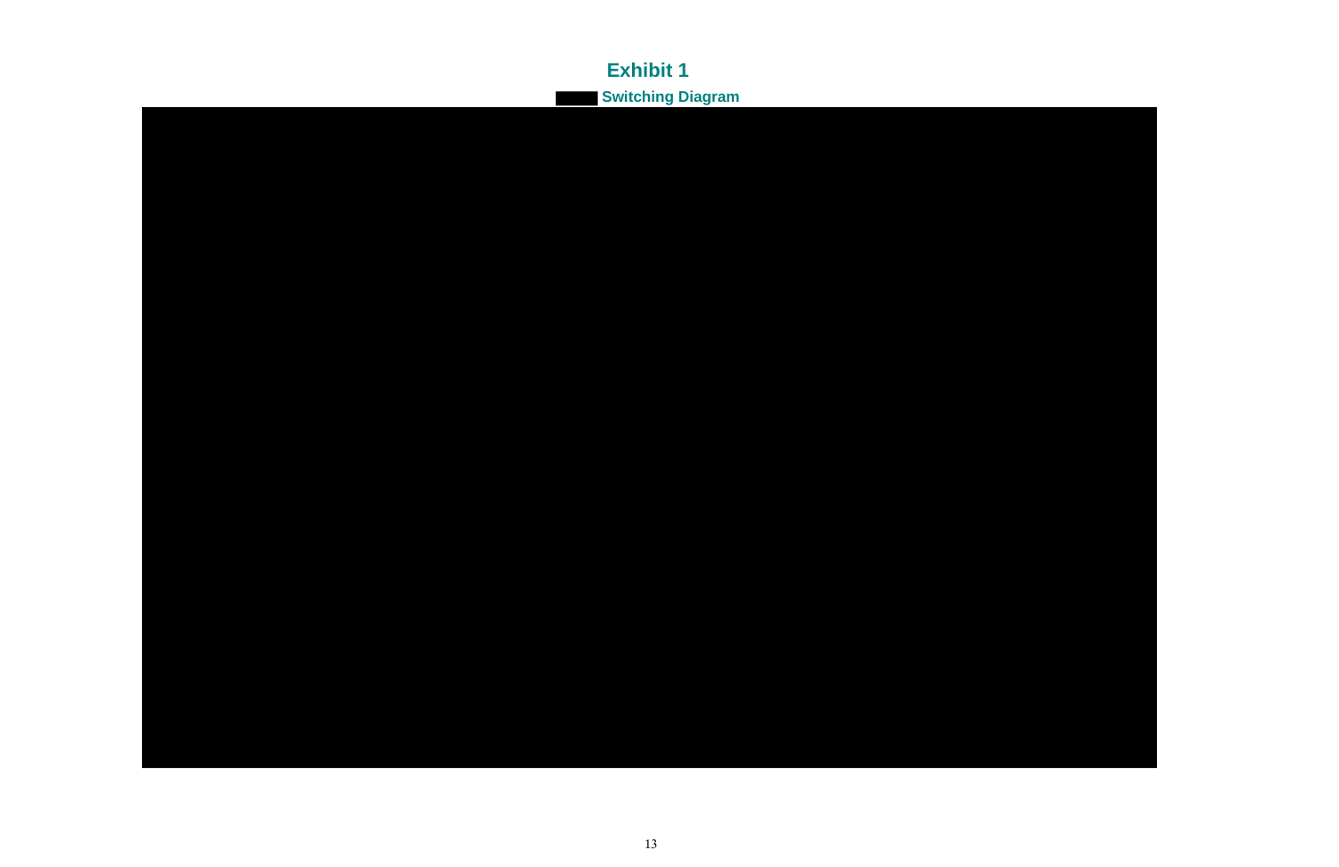# Exhibit 1

## Switching Diagram